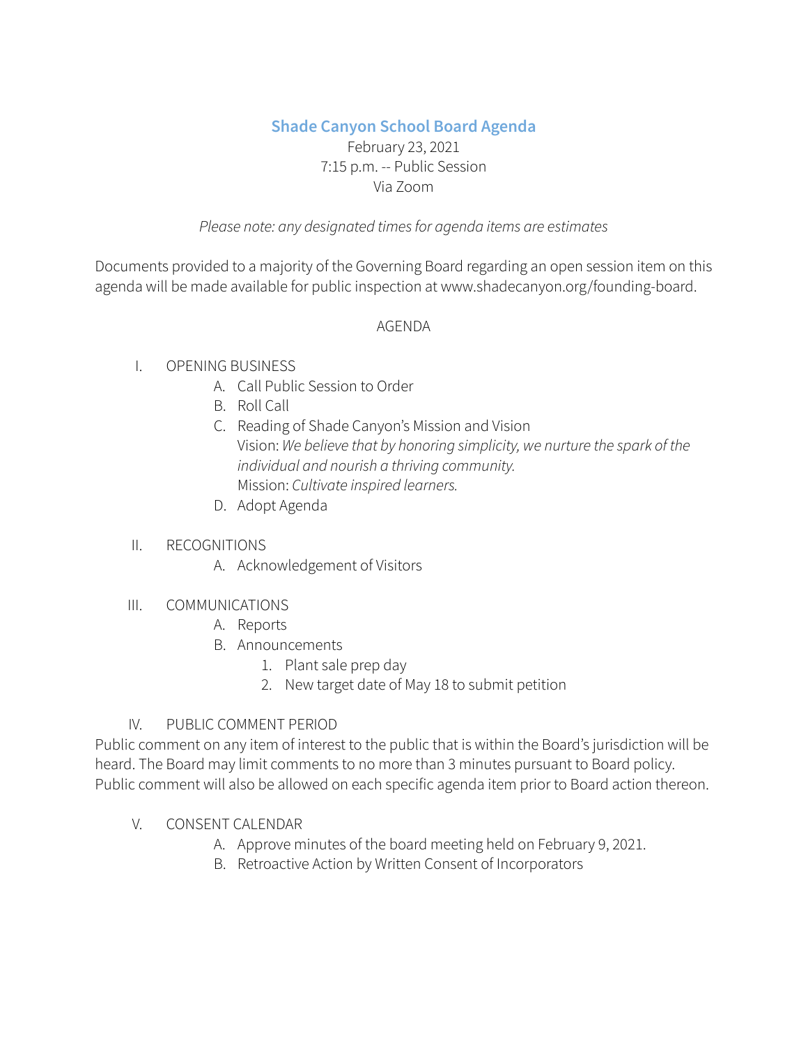# Shade Canyon School Board Agenda

February 23, 2021
7:15 p.m. -- Public Session
Via Zoom

*Please note: any designated times for agenda items are estimates*

Documents provided to a majority of the Governing Board regarding an open session item on this agenda will be made available for public inspection at www.shadecanyon.org/founding-board.

AGENDA

I. OPENING BUSINESS
   A. Call Public Session to Order
   B. Roll Call
   C. Reading of Shade Canyon's Mission and Vision
      Vision: *We believe that by honoring simplicity, we nurture the spark of the individual and nourish a thriving community.*
      Mission: *Cultivate inspired learners.*
   D. Adopt Agenda

II. RECOGNITIONS
   A. Acknowledgement of Visitors

III. COMMUNICATIONS
   A. Reports
   B. Announcements
      1. Plant sale prep day
      2. New target date of May 18 to submit petition

IV. PUBLIC COMMENT PERIOD

Public comment on any item of interest to the public that is within the Board's jurisdiction will be heard. The Board may limit comments to no more than 3 minutes pursuant to Board policy. Public comment will also be allowed on each specific agenda item prior to Board action thereon.

V. CONSENT CALENDAR
   A. Approve minutes of the board meeting held on February 9, 2021.
   B. Retroactive Action by Written Consent of Incorporators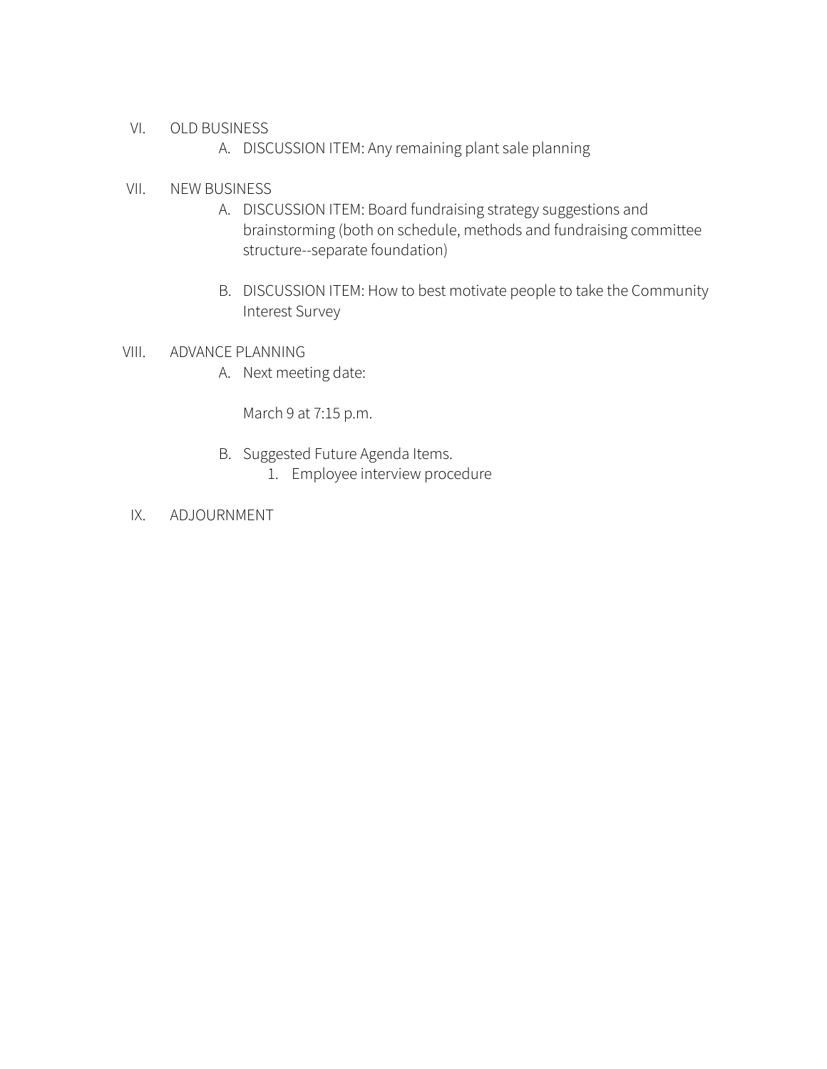VI. OLD BUSINESS

   A. DISCUSSION ITEM: Any remaining plant sale planning

VII. NEW BUSINESS

   A. DISCUSSION ITEM: Board fundraising strategy suggestions and brainstorming (both on schedule, methods and fundraising committee structure--separate foundation)

   B. DISCUSSION ITEM: How to best motivate people to take the Community Interest Survey

VIII. ADVANCE PLANNING

   A. Next meeting date:

      March 9 at 7:15 p.m.

   B. Suggested Future Agenda Items.

      1. Employee interview procedure

IX. ADJOURNMENT